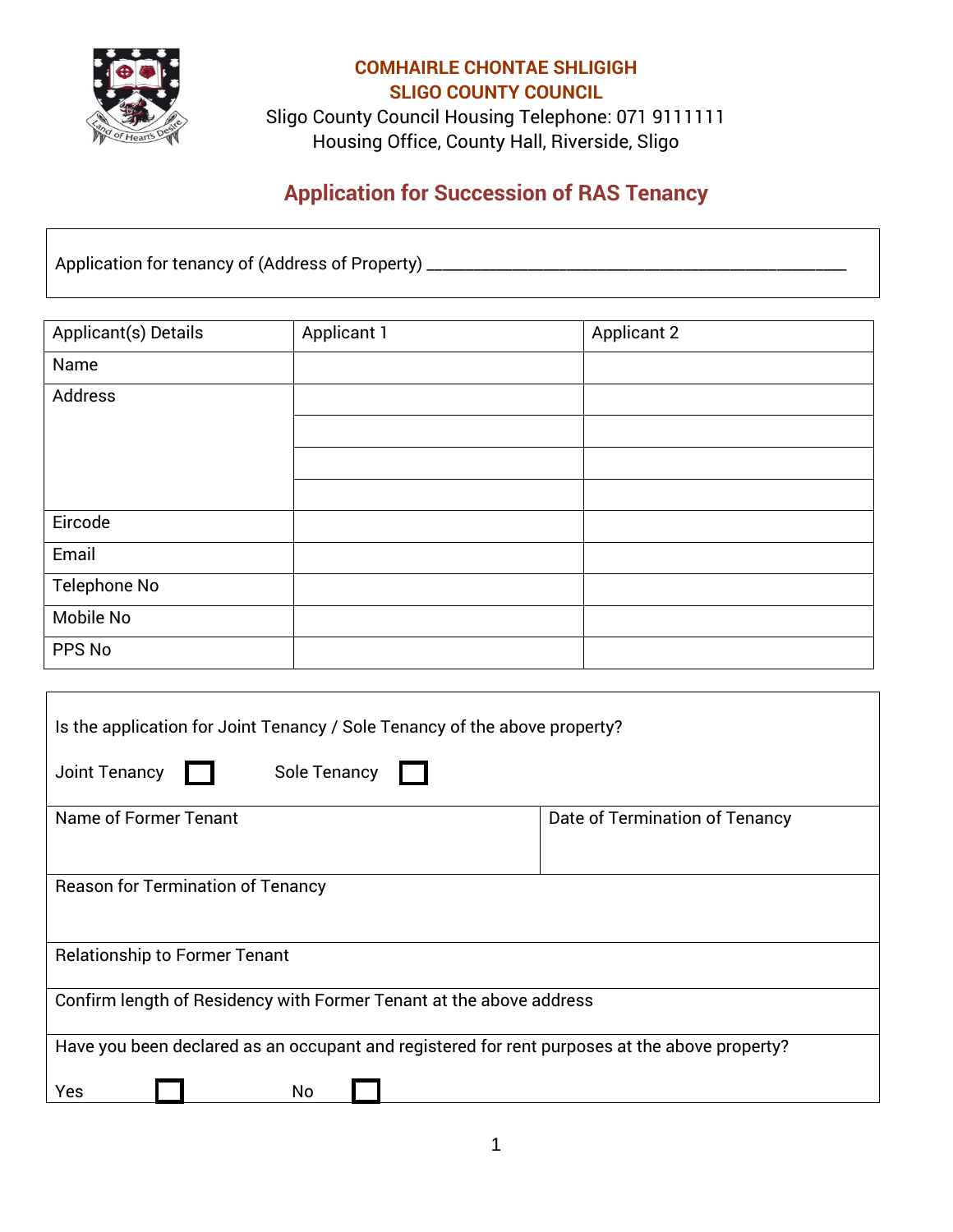**COMHAIRLE CHONTAE SHLIGIGH**
**SLIGO COUNTY COUNCIL**
Sligo County Council Housing Telephone: 071 9111111
Housing Office, County Hall, Riverside, Sligo

# Application for Succession of RAS Tenancy

Application for tenancy of (Address of Property) ___________________________________________

| Applicant(s) Details | Applicant 1 | Applicant 2 |
|---|---|---|
| Name | | |
| Address | | |
| | | |
| | | |
| | | |
| Eircode | | |
| Email | | |
| Telephone No | | |
| Mobile No | | |
| PPS No | | |

Is the application for Joint Tenancy / Sole Tenancy of the above property?

Joint Tenancy ☐   Sole Tenancy ☐

| Name of Former Tenant | Date of Termination of Tenancy |
|---|---|
| | |

Reason for Termination of Tenancy

Relationship to Former Tenant

Confirm length of Residency with Former Tenant at the above address

Have you been declared as an occupant and registered for rent purposes at the above property?

Yes ☐   No ☐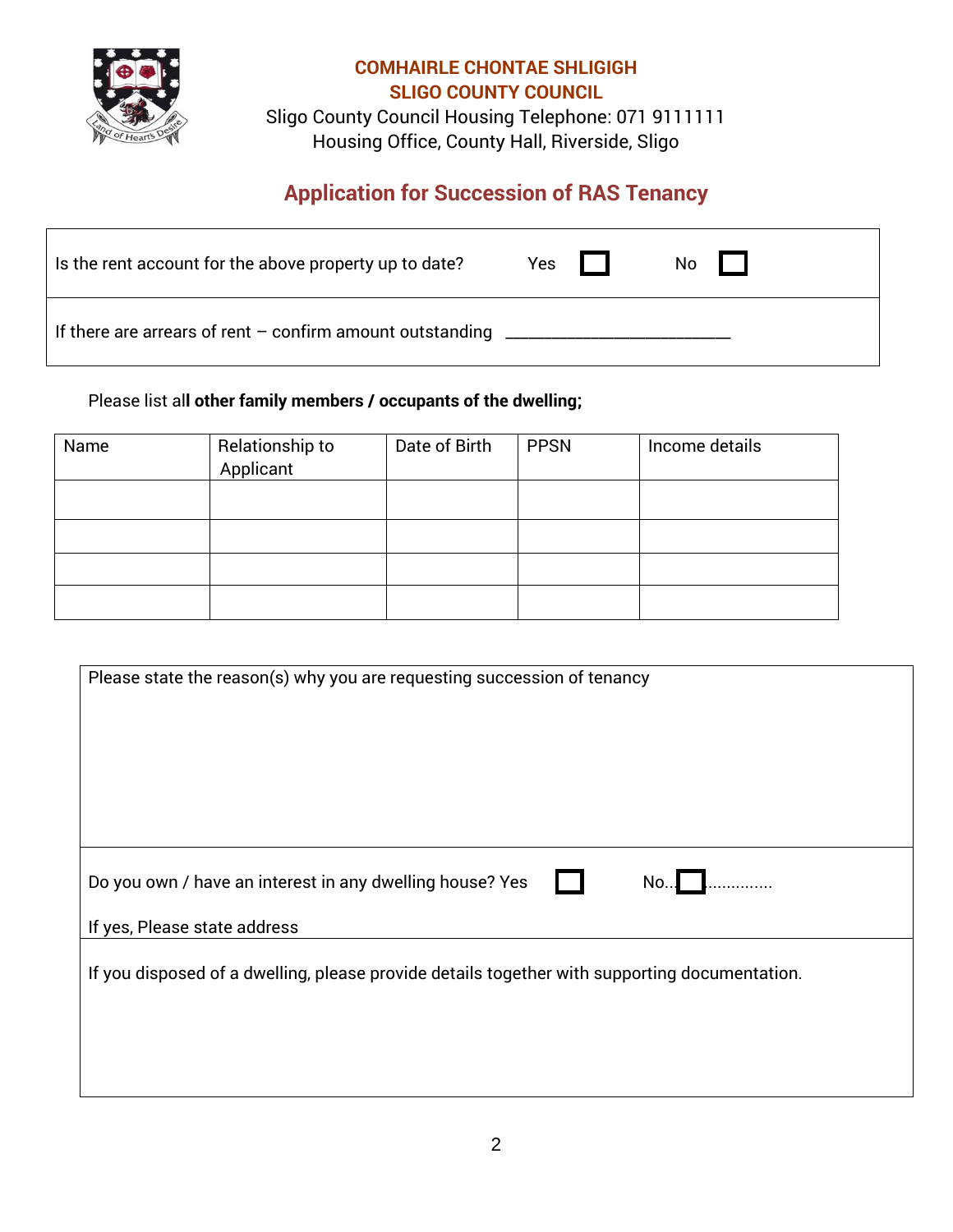**COMHAIRLE CHONTAE SHLIGIGH**
**SLIGO COUNTY COUNCIL**
Sligo County Council Housing Telephone: 071 9111111
Housing Office, County Hall, Riverside, Sligo

## Application for Succession of RAS Tenancy

Is the rent account for the above property up to date? Yes ☐ No ☐

If there are arrears of rent – confirm amount outstanding ___________________________

Please list all **other family members / occupants of the dwelling;**

| Name | Relationship to Applicant | Date of Birth | PPSN | Income details |
|---|---|---|---|---|
| | | | | |
| | | | | |
| | | | | |
| | | | | |

Please state the reason(s) why you are requesting succession of tenancy

Do you own / have an interest in any dwelling house? Yes ☐ No..☐..............

If yes, Please state address

If you disposed of a dwelling, please provide details together with supporting documentation.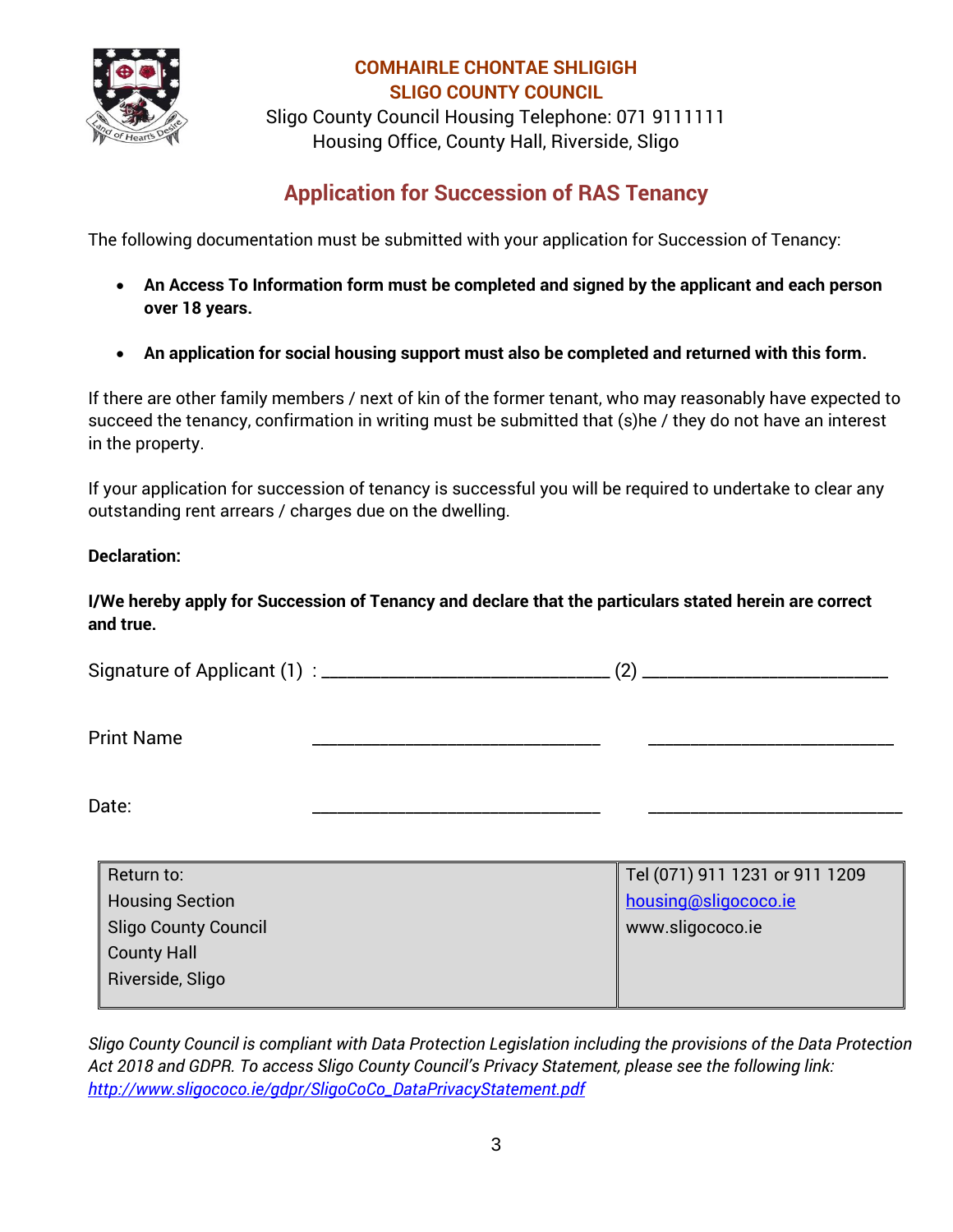**COMHAIRLE CHONTAE SHLIGIGH**
**SLIGO COUNTY COUNCIL**
Sligo County Council Housing Telephone: 071 9111111
Housing Office, County Hall, Riverside, Sligo

# Application for Succession of RAS Tenancy

The following documentation must be submitted with your application for Succession of Tenancy:

- **An Access To Information form must be completed and signed by the applicant and each person over 18 years.**
- **An application for social housing support must also be completed and returned with this form.**

If there are other family members / next of kin of the former tenant, who may reasonably have expected to succeed the tenancy, confirmation in writing must be submitted that (s)he / they do not have an interest in the property.

If your application for succession of tenancy is successful you will be required to undertake to clear any outstanding rent arrears / charges due on the dwelling.

**Declaration:**

**I/We hereby apply for Succession of Tenancy and declare that the particulars stated herein are correct and true.**

Signature of Applicant (1) : ______________________________ (2) ______________________________

Print Name ______________________________ ______________________________

Date: ______________________________ ______________________________

| Return to: | Tel (071) 911 1231 or 911 1209 |
|---|---|
| Housing Section | housing@sligococo.ie |
| Sligo County Council | www.sligococo.ie |
| County Hall | |
| Riverside, Sligo | |

*Sligo County Council is compliant with Data Protection Legislation including the provisions of the Data Protection Act 2018 and GDPR. To access Sligo County Council's Privacy Statement, please see the following link: http://www.sligococo.ie/gdpr/SligoCoCo_DataPrivacyStatement.pdf*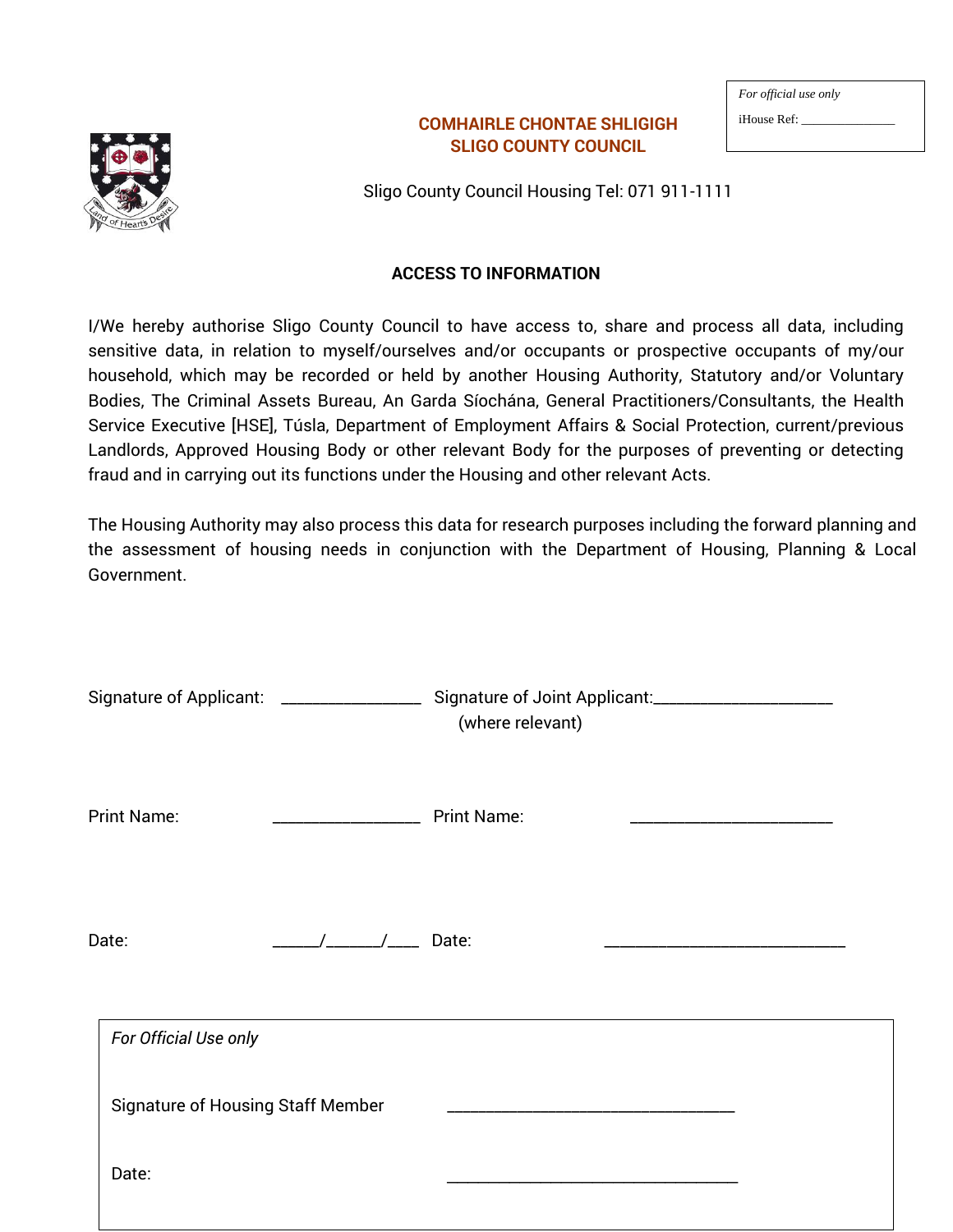*For official use only*

iHouse Ref: _______________

**COMHAIRLE CHONTAE SHLIGIGH**
**SLIGO COUNTY COUNCIL**

Sligo County Council Housing Tel: 071 911-1111

## ACCESS TO INFORMATION

I/We hereby authorise Sligo County Council to have access to, share and process all data, including sensitive data, in relation to myself/ourselves and/or occupants or prospective occupants of my/our household, which may be recorded or held by another Housing Authority, Statutory and/or Voluntary Bodies, The Criminal Assets Bureau, An Garda Síochána, General Practitioners/Consultants, the Health Service Executive [HSE], Túsla, Department of Employment Affairs & Social Protection, current/previous Landlords, Approved Housing Body or other relevant Body for the purposes of preventing or detecting fraud and in carrying out its functions under the Housing and other relevant Acts.

The Housing Authority may also process this data for research purposes including the forward planning and the assessment of housing needs in conjunction with the Department of Housing, Planning & Local Government.

Signature of Applicant: ________________ Signature of Joint Applicant: ____________________
(where relevant)

Print Name: _________________ Print Name: _______________________

Date: _____/______/____ Date: ___________________________

*For Official Use only*

Signature of Housing Staff Member ________________________________

Date: ________________________________